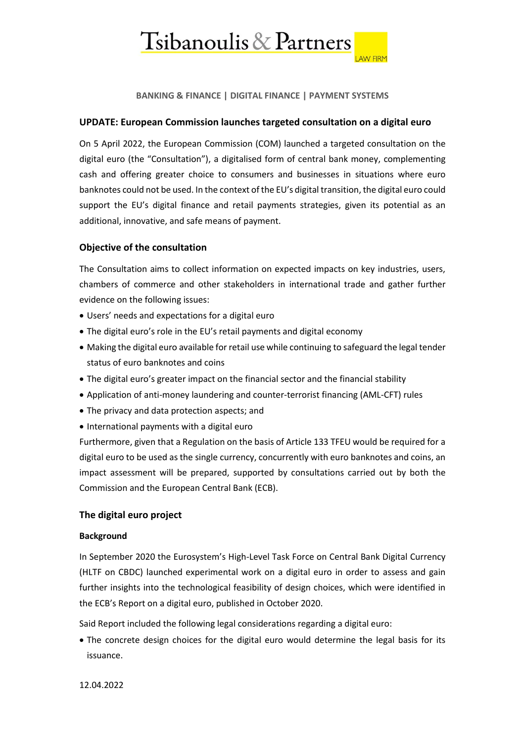**BANKING & FINANCE | DIGITAL FINANCE | PAYMENT SYSTEMS**

## UPDATE: European Commission launches targeted consultation on a digital euro

On 5 April 2022, the European Commission (COM) launched a targeted consultation on the digital euro (the "Consultation"), a digitalised form of central bank money, complementing cash and offering greater choice to consumers and businesses in situations where euro banknotes could not be used. In the context of the EU's digital transition, the digital euro could support the EU's digital finance and retail payments strategies, given its potential as an additional, innovative, and safe means of payment.

## Objective of the consultation

The Consultation aims to collect information on expected impacts on key industries, users, chambers of commerce and other stakeholders in international trade and gather further evidence on the following issues:

- Users' needs and expectations for a digital euro
- The digital euro's role in the EU's retail payments and digital economy
- Making the digital euro available for retail use while continuing to safeguard the legal tender status of euro banknotes and coins
- The digital euro's greater impact on the financial sector and the financial stability
- Application of anti-money laundering and counter-terrorist financing (AML-CFT) rules
- The privacy and data protection aspects; and
- International payments with a digital euro

Furthermore, given that a Regulation on the basis of Article 133 TFEU would be required for a digital euro to be used as the single currency, concurrently with euro banknotes and coins, an impact assessment will be prepared, supported by consultations carried out by both the Commission and the European Central Bank (ECB).

## The digital euro project

### Background

In September 2020 the Eurosystem's High-Level Task Force on Central Bank Digital Currency (HLTF on CBDC) launched experimental work on a digital euro in order to assess and gain further insights into the technological feasibility of design choices, which were identified in the ECB's Report on a digital euro, published in October 2020.

Said Report included the following legal considerations regarding a digital euro:

- The concrete design choices for the digital euro would determine the legal basis for its issuance.

12.04.2022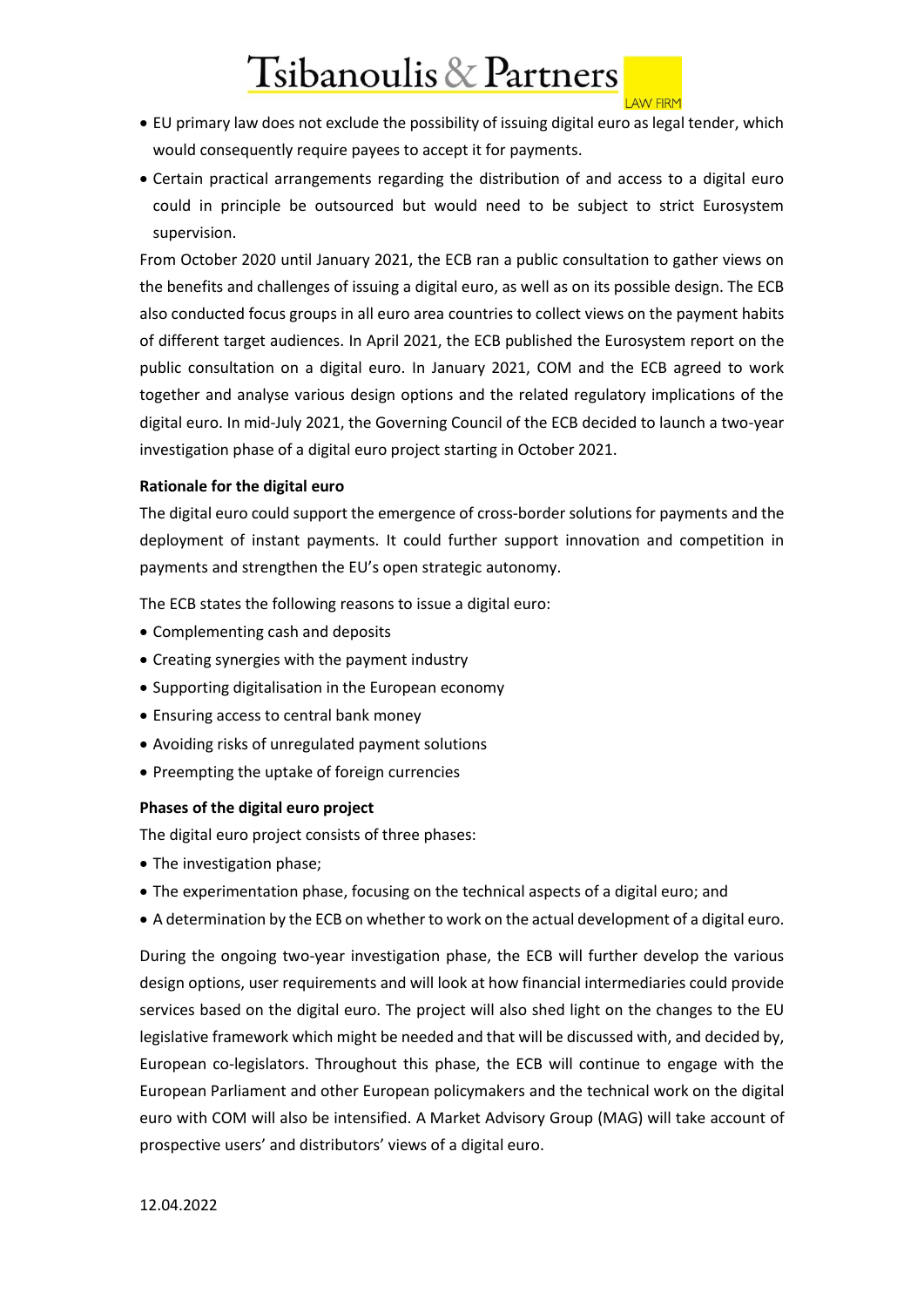- EU primary law does not exclude the possibility of issuing digital euro as legal tender, which would consequently require payees to accept it for payments.
- Certain practical arrangements regarding the distribution of and access to a digital euro could in principle be outsourced but would need to be subject to strict Eurosystem supervision.

From October 2020 until January 2021, the ECB ran a public consultation to gather views on the benefits and challenges of issuing a digital euro, as well as on its possible design. The ECB also conducted focus groups in all euro area countries to collect views on the payment habits of different target audiences. In April 2021, the ECB published the Eurosystem report on the public consultation on a digital euro. In January 2021, COM and the ECB agreed to work together and analyse various design options and the related regulatory implications of the digital euro. In mid-July 2021, the Governing Council of the ECB decided to launch a two-year investigation phase of a digital euro project starting in October 2021.

**Rationale for the digital euro**

The digital euro could support the emergence of cross-border solutions for payments and the deployment of instant payments. It could further support innovation and competition in payments and strengthen the EU's open strategic autonomy.

The ECB states the following reasons to issue a digital euro:

- Complementing cash and deposits
- Creating synergies with the payment industry
- Supporting digitalisation in the European economy
- Ensuring access to central bank money
- Avoiding risks of unregulated payment solutions
- Preempting the uptake of foreign currencies

**Phases of the digital euro project**

The digital euro project consists of three phases:

- The investigation phase;
- The experimentation phase, focusing on the technical aspects of a digital euro; and
- A determination by the ECB on whether to work on the actual development of a digital euro.

During the ongoing two-year investigation phase, the ECB will further develop the various design options, user requirements and will look at how financial intermediaries could provide services based on the digital euro. The project will also shed light on the changes to the EU legislative framework which might be needed and that will be discussed with, and decided by, European co-legislators. Throughout this phase, the ECB will continue to engage with the European Parliament and other European policymakers and the technical work on the digital euro with COM will also be intensified. A Market Advisory Group (MAG) will take account of prospective users' and distributors' views of a digital euro.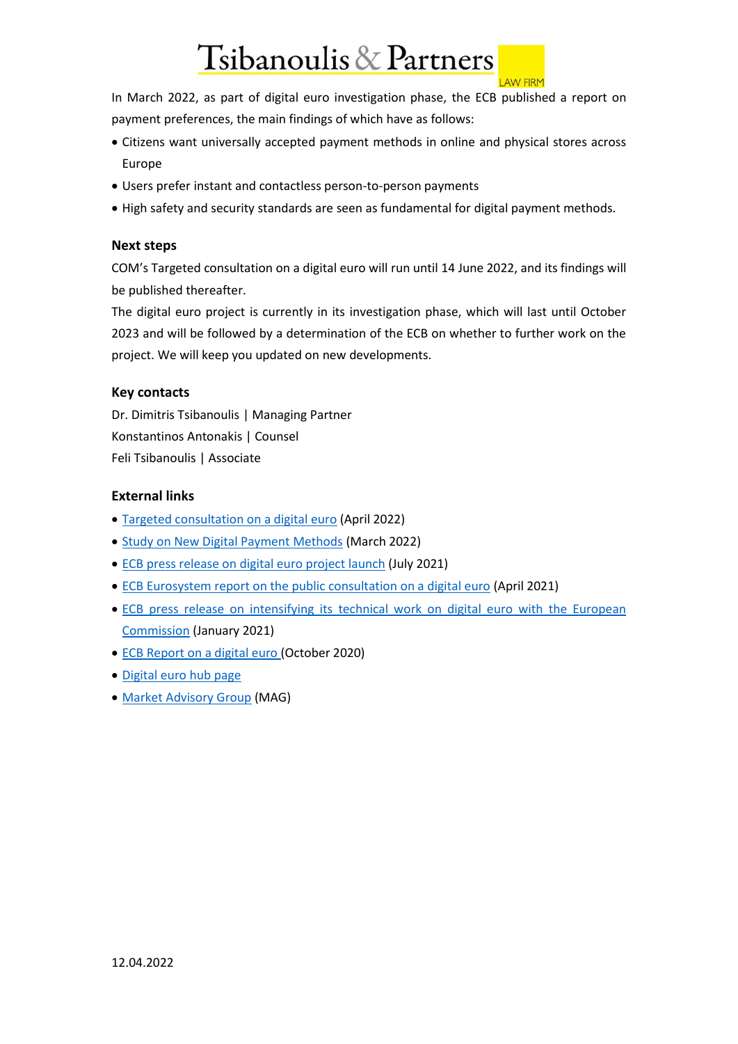In March 2022, as part of digital euro investigation phase, the ECB published a report on payment preferences, the main findings of which have as follows:

- Citizens want universally accepted payment methods in online and physical stores across Europe
- Users prefer instant and contactless person-to-person payments
- High safety and security standards are seen as fundamental for digital payment methods.

**Next steps**

COM's Targeted consultation on a digital euro will run until 14 June 2022, and its findings will be published thereafter.

The digital euro project is currently in its investigation phase, which will last until October 2023 and will be followed by a determination of the ECB on whether to further work on the project. We will keep you updated on new developments.

**Key contacts**

Dr. Dimitris Tsibanoulis | Managing Partner

Konstantinos Antonakis | Counsel

Feli Tsibanoulis | Associate

**External links**

- Targeted consultation on a digital euro (April 2022)
- Study on New Digital Payment Methods (March 2022)
- ECB press release on digital euro project launch (July 2021)
- ECB Eurosystem report on the public consultation on a digital euro (April 2021)
- ECB press release on intensifying its technical work on digital euro with the European Commission (January 2021)
- ECB Report on a digital euro (October 2020)
- Digital euro hub page
- Market Advisory Group (MAG)

12.04.2022